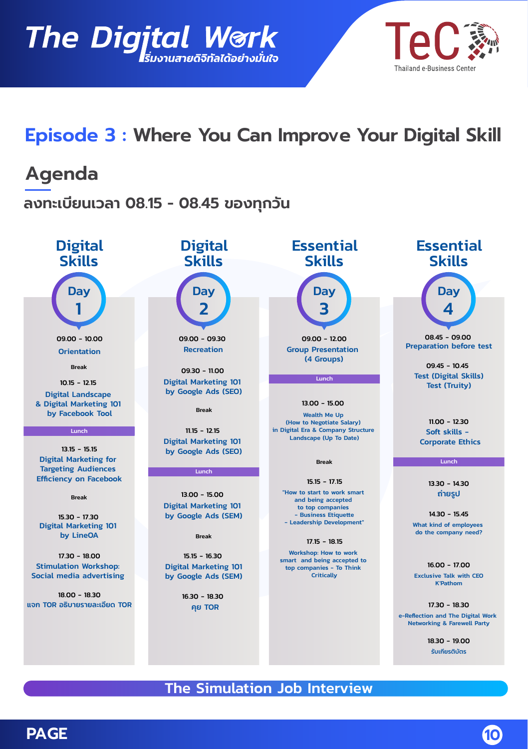# The Digital Work

*เริ่มงานสายดิจิทัลได้อย่างมั่นใจ*

TeC — Thailand e-Business Center

## Episode 3 : Where You Can Improve Your Digital Skill

## Agenda

**ลงทะเบียนเวลา 08.15 - 08.45 ของทุกวัน**

### Digital Skills — Day 1

- **09.00 - 10.00** Orientation
- Break
- **10.15 - 12.15** Digital Landscape & Digital Marketing 101 by Facebook Tool
- Lunch
- **13.15 - 15.15** Digital Marketing for Targeting Audiences Efficiency on Facebook
- Break
- **15.30 - 17.30** Digital Marketing 101 by LineOA
- **17.30 - 18.00** Stimulation Workshop: Social media advertising
- **18.00 - 18.30** แจก TOR อธิบายรายละเอียด TOR

### Digital Skills — Day 2

- **09.00 - 09.30** Recreation
- **09.30 - 11.00** Digital Marketing 101 by Google Ads (SEO)
- Break
- **11.15 - 12.15** Digital Marketing 101 by Google Ads (SEO)
- Lunch
- **13.00 - 15.00** Digital Marketing 101 by Google Ads (SEM)
- Break
- **15.15 - 16.30** Digital Marketing 101 by Google Ads (SEM)
- **16.30 - 18.30** คุย TOR

### Essential Skills — Day 3

- **09.00 - 12.00** Group Presentation (4 Groups)
- Lunch
- **13.00 - 15.00** Wealth Me Up (How to Negotiate Salary) in Digital Era & Company Structure Landscape (Up To Date)
- Break
- **15.15 - 17.15** "How to start to work smart and being accepted to top companies - Business Etiquette - Leadership Development"
- **17.15 - 18.15** Workshop: How to work smart and being accepted to top companies - To Think Critically

### Essential Skills — Day 4

- **08.45 - 09.00** Preparation before test
- **09.45 - 10.45** Test (Digital Skills) Test (Truity)
- **11.00 - 12.30** Soft skills - Corporate Ethics
- Lunch
- **13.30 - 14.30** ถ่ายรูป
- **14.30 - 15.45** What kind of employees do the company need?
- **16.00 - 17.00** Exclusive Talk with CEO K'Pathom
- **17.30 - 18.30** e-Reflection and The Digital Work Networking & Farewell Party
- **18.30 - 19.00** รับเกียรติบัตร

**The Simulation Job Interview**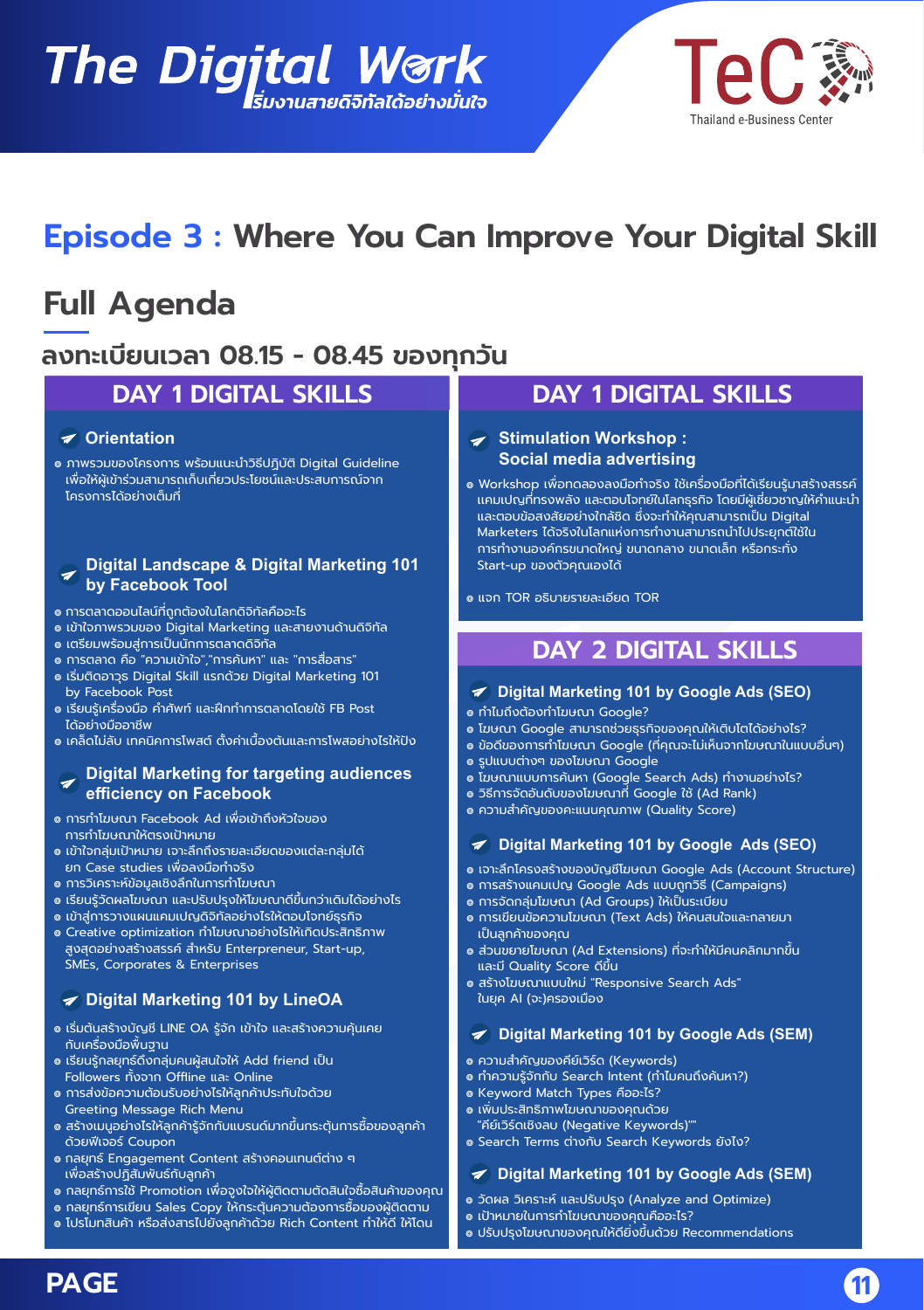# The Digital Work
*เริ่มงานสายดิจิทัลได้อย่างมั่นใจ*

TeC Thailand e-Business Center

# Episode 3 : Where You Can Improve Your Digital Skill

## Full Agenda

### ลงทะเบียนเวลา 08.15 - 08.45 ของทุกวัน

## DAY 1 DIGITAL SKILLS

### Orientation

- ภาพรวมของโครงการ พร้อมแนะนำวิธีปฏิบัติ Digital Guideline เพื่อให้ผู้เข้าร่วมสามารถเก็บเกี่ยวประโยชน์และประสบการณ์จากโครงการได้อย่างเต็มที่

### Digital Landscape & Digital Marketing 101 by Facebook Tool

- การตลาดออนไลน์ที่ถูกต้องในโลกดิจิทัลคืออะไร
- เข้าใจภาพรวมของ Digital Marketing และสายงานด้านดิจิทัล
- เตรียมพร้อมสู่การเป็นนักการตลาดดิจิทัล
- การตลาด คือ "ความเข้าใจ","การค้นหา" และ "การสื่อสาร"
- เริ่มติดอาวุธ Digital Skill แรกด้วย Digital Marketing 101 by Facebook Post
- เรียนรู้เครื่องมือ คำศัพท์ และฝึกทำการตลาดโดยใช้ FB Post ได้อย่างมืออาชีพ
- เคล็ดไม่ลับ เทคนิคการโพสต์ ตั้งค่าเบื้องต้นและการโพสอย่างไรให้ปัง

### Digital Marketing for targeting audiences efficiency on Facebook

- การทำโฆษณา Facebook Ad เพื่อเข้าถึงหัวใจของการทำโฆษณาให้ตรงเป้าหมาย
- เข้าใจกลุ่มเป้าหมาย เจาะลึกถึงรายละเอียดของแต่ละกลุ่มได้ ยก Case studies เพื่อลงมือทำจริง
- การวิเคราะห์ข้อมูลเชิงลึกในการทำโฆษณา
- เรียนรู้วัดผลโฆษณา และปรับปรุงให้โฆษณาดีขึ้นกว่าเดิมได้อย่างไร
- เข้าสู่การวางแผนแคมเปญดิจิทัลอย่างไรให้ตอบโจทย์ธุรกิจ
- Creative optimization ทำโฆษณาอย่างไรให้เกิดประสิทธิภาพสูงสุดอย่างสร้างสรรค์ สำหรับ Enterpreneur, Start-up, SMEs, Corporates & Enterprises

### Digital Marketing 101 by LineOA

- เริ่มต้นสร้างบัญชี LINE OA รู้จัก เข้าใจ และสร้างความคุ้นเคยกับเครื่องมือพื้นฐาน
- เรียนรู้กลยุทธ์ดึงกลุ่มคนผู้สนใจให้ Add friend เป็น Followers ทั้งจาก Offline และ Online
- การส่งข้อความต้อนรับอย่างไรให้ลูกค้าประทับใจด้วย Greeting Message Rich Menu
- สร้างเมนูอย่างไรให้ลูกค้ารู้จักกับแบรนด์มากขึ้นกระตุ้นการซื้อของลูกค้าด้วยฟีเจอร์ Coupon
- กลยุทธ์ Engagement Content สร้างคอนเทนต์ต่าง ๆ เพื่อสร้างปฏิสัมพันธ์กับลูกค้า
- กลยุทธ์การใช้ Promotion เพื่อจูงใจให้ผู้ติดตามตัดสินใจซื้อสินค้าของคุณ
- กลยุทธ์การเขียน Sales Copy ให้กระตุ้นความต้องการซื้อของผู้ติดตาม
- โปรโมทสินค้า หรือส่งสารไปยังลูกค้าด้วย Rich Content ทำให้ดี ให้โดน

## DAY 1 DIGITAL SKILLS

### Stimulation Workshop : Social media advertising

- Workshop เพื่อทดลองลงมือทำจริง ใช้เครื่องมือที่ได้เรียนรู้มาสร้างสรรค์แคมเปญที่ทรงพลัง และตอบโจทย์ในโลกธุรกิจ โดยมีผู้เชี่ยวชาญให้คำแนะนำและตอบข้อสงสัยอย่างใกล้ชิด ซึ่งจะทำให้คุณสามารถนำเป็น Digital Marketers ได้จริงในโลกแห่งการทำงานสามารถนำไปประยุกต์ใช้ในการทำงานองค์กรขนาดใหญ่ ขนาดกลาง ขนาดเล็ก หรือกระทั่ง Start-up ของตัวคุณเองได้
- แจก TOR อธิบายรายละเอียด TOR

## DAY 2 DIGITAL SKILLS

### Digital Marketing 101 by Google Ads (SEO)

- ทำไมถึงต้องทำโฆษณา Google?
- โฆษณา Google สามารถช่วยธุรกิจของคุณให้เติบโตได้อย่างไร?
- ข้อดีของการทำโฆษณา Google (ที่คุณจะไม่เห็นจากโฆษณาในแบบอื่นๆ)
- รูปแบบต่างๆ ของโฆษณา Google
- โฆษณาแบบการค้นหา (Google Search Ads) ทำงานอย่างไร?
- วิธีการจัดอันดับของโฆษณาที่ Google ใช้ (Ad Rank)
- ความสำคัญของคะแนนคุณภาพ (Quality Score)

### Digital Marketing 101 by Google Ads (SEO)

- เจาะลึกโครงสร้างของบัญชีโฆษณา Google Ads (Account Structure)
- การสร้างแคมเปญ Google Ads แบบถูกวิธี (Campaigns)
- การจัดกลุ่มโฆษณา (Ad Groups) ให้เป็นระเบียบ
- การเขียนข้อความโฆษณา (Text Ads) ให้คนสนใจและกลายมาเป็นลูกค้าของคุณ
- ส่วนขยายโฆษณา (Ad Extensions) ที่จะทำให้มีคนคลิกมากขึ้นและมี Quality Score ดีขึ้น
- สร้างโฆษณาแบบใหม่ "Responsive Search Ads" ในยุค AI (จะ)ครองเมือง

### Digital Marketing 101 by Google Ads (SEM)

- ความสำคัญของคีย์เวิร์ด (Keywords)
- ทำความรู้จักกับ Search Intent (ทำไมคนถึงค้นหา?)
- Keyword Match Types คืออะไร?
- เพิ่มประสิทธิภาพโฆษณาของคุณด้วย "คีย์เวิร์ดเชิงลบ (Negative Keywords)""
- Search Terms ต่างกับ Search Keywords ยังไง?

### Digital Marketing 101 by Google Ads (SEM)

- วัดผล วิเคราะห์ และปรับปรุง (Analyze and Optimize)
- เป้าหมายในการทำโฆษณาของคุณคืออะไร?
- ปรับปรุงโฆษณาของคุณให้ดียิ่งขึ้นด้วย Recommendations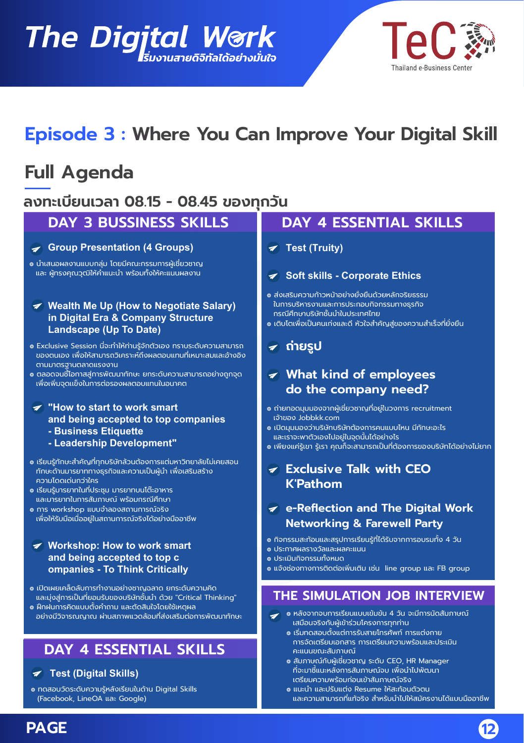# The Digital Work

*เริ่มงานสายดิจิทัลได้อย่างมั่นใจ*

TeC Thailand e-Business Center

## Episode 3 : Where You Can Improve Your Digital Skill

## Full Agenda

### ลงทะเบียนเวลา 08.15 - 08.45 ของทุกวัน

## DAY 3 BUSSINESS SKILLS

### Group Presentation (4 Groups)

- นำเสนอผลงานแบบกลุ่ม โดยมีคณะกรรมการผู้เชี่ยวชาญ และ ผู้ทรงคุณวุฒิให้คำแนะนำ พร้อมทั้งให้คะแนนผลงาน

### Wealth Me Up (How to Negotiate Salary) in Digital Era & Company Structure Landscape (Up To Date)

- Exclusive Session นี่จะทำให้ท่านรู้จักตัวเอง ทราบระดับความสามารถของตนเอง เพื่อให้สามารถวิเคราะห์ถึงผลตอบแทนที่เหมาะสมและอ้างอิงตามมาตรฐานตลาดแรงงาน
- ตลอดจนชี้โอกาสสู่การพัฒนาทักษะ ยกระดับความสามารถอย่างถูกจุด เพื่อเพิ่มจุดแข็งในการต่อรองผลตอบแทนในอนาคต

### "How to start to work smart and being accepted to top companies - Business Etiquette - Leadership Development"

- เรียนรู้ทักษะสำคัญที่ทุกบริษัทล้วนต้องการแต่มหาวิทยาลัยไม่เคยสอน ทักษะด้านมารยาททางธุรกิจและความเป็นผู้นำ เพื่อเสริมสร้างความโดดเด่นกว่าใคร
- เรียนรู้มารยาทในที่ประชุม มารยาทบนโต๊ะอาหาร และมารยาทในการสัมภาษณ์ พร้อมกรณีศึกษา
- การ workshop แบบจำลองสถานการณ์จริง เพื่อให้รับมือเมื่ออยู่ในสถานการณ์จริงได้อย่างมืออาชีพ

### Workshop: How to work smart and being accepted to top c ompanies - To Think Critically

- เปิดเผยเคล็ดลับการทำงานอย่างชาญฉลาด ยกระดับความคิด และมุ่งสู่การเป็นที่ยอมรับของบริษัทชั้นนำ ด้วย "Critical Thinking"
- ฝึกฝนการคิดแบบตั้งคำถาม และตัดสินใจโดยใช้เหตุผลอย่างมีวิจารณญาณ ผ่านสภาพแวดล้อมที่ส่งเสริมต่อการพัฒนาทักษะ

## DAY 4 ESSENTIAL SKILLS

### Test (Digital Skills)

- ทดสอบวัดระดับความรู้หลังเรียนในด้าน Digital Skills (Facebook, LineOA และ Google)

## DAY 4 ESSENTIAL SKILLS

### Test (Truity)

### Soft skills - Corporate Ethics

- ส่งเสริมความก้าวหน้าอย่างยั่งยืนด้วยหลักจริยธรรมในการบริหารงานและการประกอบกิจกรรมทางธุรกิจ กรณีศึกษาบริษัทชั้นนำในประเทศไทย
- เติบโตเพื่อเป็นคนเก่งและดี หัวใจสำคัญสู่ของความสำเร็จที่ยั่งยืน

### ถ่ายรูป

### What kind of employees do the company need?

- ถ่ายทอดมุมมองจากผู้เชี่ยวชาญที่อยู่ในวงการ recruitment เจ้าของ Jobbkk.com
- เปิดมุมมองว่าบริษัทบริษัทต้องการคนแบบไหน มีทักษะอะไร และเราจะพาตัวเองไปอยู่ในจุดนั้นได้อย่างไร
- เพียงแค่รู้เขา รู้เรา คุณก็จะสามารถเป็นที่ต้องการของบริษัทได้อย่างไม่ยาก

### Exclusive Talk with CEO K'Pathom

### e-Reflection and The Digital Work Networking & Farewell Party

- กิจกรรมสะท้อนและสรุปการเรียนรู้ที่ได้รับจากการอบรมทั้ง 4 วัน
- ประกาศผลรางวัลและผลคะแนน
- ประเมินกิจกรรมทั้งหมด
- แจ้งช่องทางการติดต่อเพิ่มเติม เช่น line group และ FB group

## THE SIMULATION JOB INTERVIEW

- หลังจากจบการเรียนแบบเข้มข้น 4 วัน จะมีการนัดสัมภาษณ์เสมือนจริงกับผู้เข้าร่วมโครงการทุกท่าน
- เริ่มทดสอบตั้งแต่การรับสายโทรศัพท์ การแต่งกาย การจัดเตรียมเอกสาร การเตรียมความพร้อมและประเมินคะแนนขณะสัมภาษณ์
- สัมภาษณ์กับผู้เชี่ยวชาญ ระดับ CEO, HR Manager ที่จะมาชี้แนะหลังการสัมภาษณ์จบ เพื่อนำไปพัฒนาเตรียมความพร้อมก่อนเข้าสัมภาษณ์จริง
- แนะนำ และปรับแต่ง Resume ให้สะท้อนตัวตนและความสามารถที่แท้จริง สำหรับนำไปใช้สมัครงานได้แบบมืออาชีพ